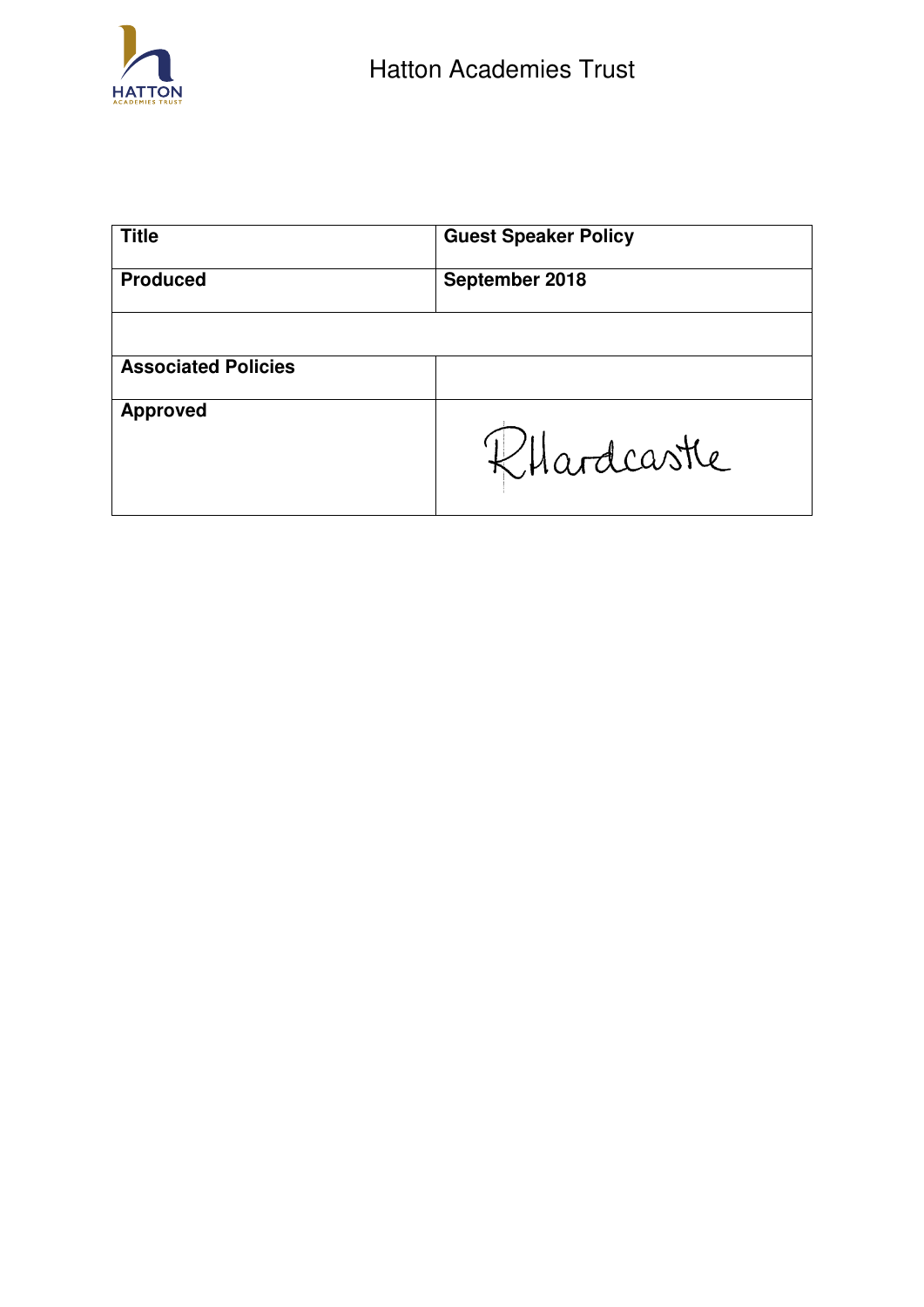Hatton Academies Trust

| Title | Guest Speaker Policy |
| --- | --- |
| Produced | September 2018 |
| | |
| Associated Policies | |
| Approved | RHardcastle |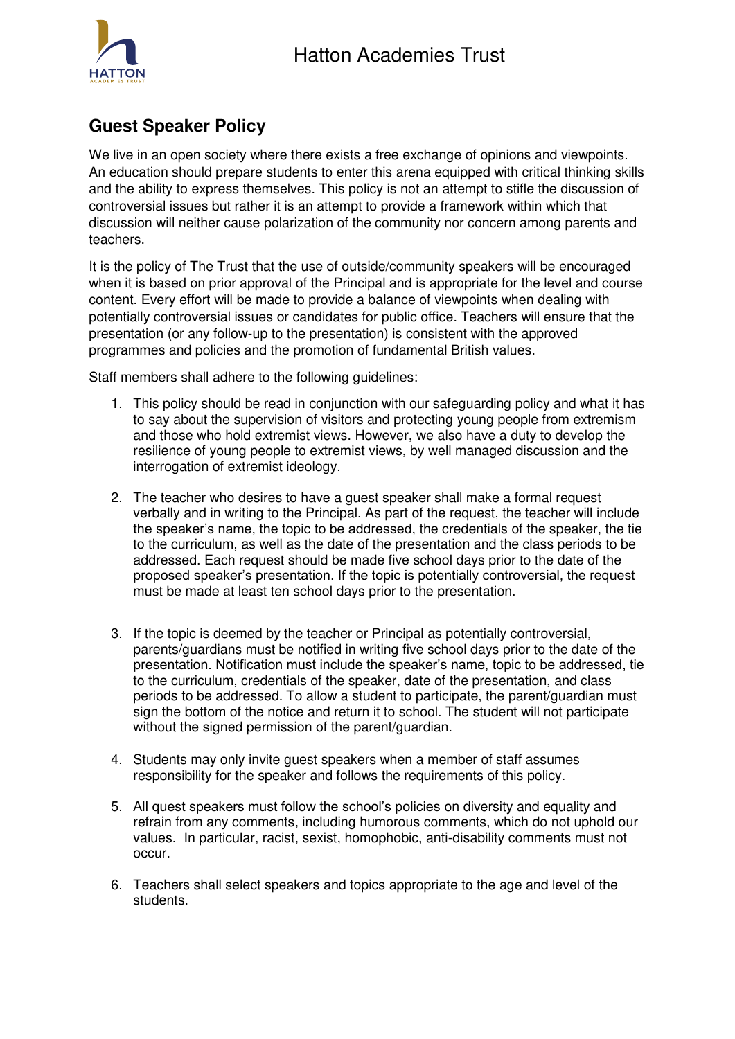## Guest Speaker Policy

We live in an open society where there exists a free exchange of opinions and viewpoints. An education should prepare students to enter this arena equipped with critical thinking skills and the ability to express themselves. This policy is not an attempt to stifle the discussion of controversial issues but rather it is an attempt to provide a framework within which that discussion will neither cause polarization of the community nor concern among parents and teachers.

It is the policy of The Trust that the use of outside/community speakers will be encouraged when it is based on prior approval of the Principal and is appropriate for the level and course content. Every effort will be made to provide a balance of viewpoints when dealing with potentially controversial issues or candidates for public office. Teachers will ensure that the presentation (or any follow-up to the presentation) is consistent with the approved programmes and policies and the promotion of fundamental British values.

Staff members shall adhere to the following guidelines:

1. This policy should be read in conjunction with our safeguarding policy and what it has to say about the supervision of visitors and protecting young people from extremism and those who hold extremist views. However, we also have a duty to develop the resilience of young people to extremist views, by well managed discussion and the interrogation of extremist ideology.

2. The teacher who desires to have a guest speaker shall make a formal request verbally and in writing to the Principal. As part of the request, the teacher will include the speaker's name, the topic to be addressed, the credentials of the speaker, the tie to the curriculum, as well as the date of the presentation and the class periods to be addressed. Each request should be made five school days prior to the date of the proposed speaker's presentation. If the topic is potentially controversial, the request must be made at least ten school days prior to the presentation.

3. If the topic is deemed by the teacher or Principal as potentially controversial, parents/guardians must be notified in writing five school days prior to the date of the presentation. Notification must include the speaker's name, topic to be addressed, tie to the curriculum, credentials of the speaker, date of the presentation, and class periods to be addressed. To allow a student to participate, the parent/guardian must sign the bottom of the notice and return it to school. The student will not participate without the signed permission of the parent/guardian.

4. Students may only invite guest speakers when a member of staff assumes responsibility for the speaker and follows the requirements of this policy.

5. All quest speakers must follow the school's policies on diversity and equality and refrain from any comments, including humorous comments, which do not uphold our values. In particular, racist, sexist, homophobic, anti-disability comments must not occur.

6. Teachers shall select speakers and topics appropriate to the age and level of the students.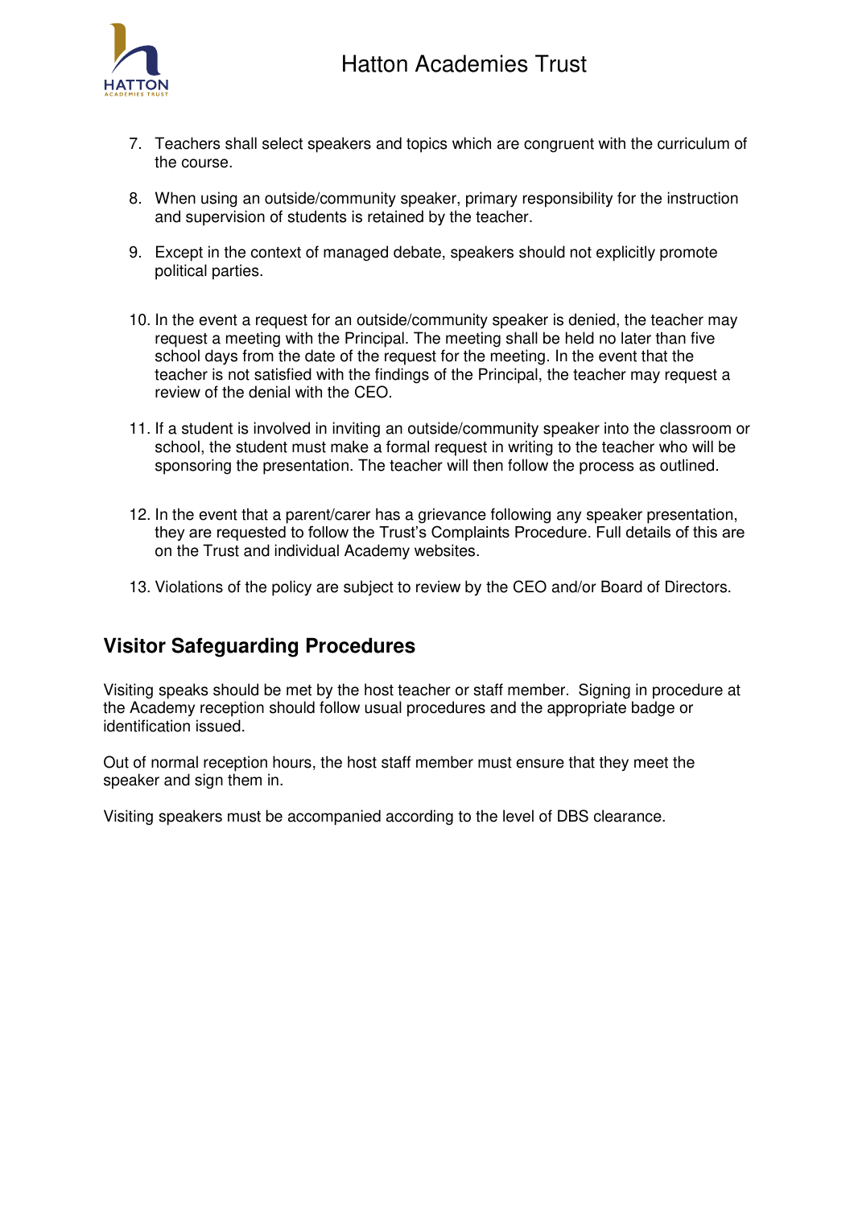7. Teachers shall select speakers and topics which are congruent with the curriculum of the course.

8. When using an outside/community speaker, primary responsibility for the instruction and supervision of students is retained by the teacher.

9. Except in the context of managed debate, speakers should not explicitly promote political parties.

10. In the event a request for an outside/community speaker is denied, the teacher may request a meeting with the Principal. The meeting shall be held no later than five school days from the date of the request for the meeting. In the event that the teacher is not satisfied with the findings of the Principal, the teacher may request a review of the denial with the CEO.

11. If a student is involved in inviting an outside/community speaker into the classroom or school, the student must make a formal request in writing to the teacher who will be sponsoring the presentation. The teacher will then follow the process as outlined.

12. In the event that a parent/carer has a grievance following any speaker presentation, they are requested to follow the Trust's Complaints Procedure. Full details of this are on the Trust and individual Academy websites.

13. Violations of the policy are subject to review by the CEO and/or Board of Directors.

## Visitor Safeguarding Procedures

Visiting speaks should be met by the host teacher or staff member. Signing in procedure at the Academy reception should follow usual procedures and the appropriate badge or identification issued.

Out of normal reception hours, the host staff member must ensure that they meet the speaker and sign them in.

Visiting speakers must be accompanied according to the level of DBS clearance.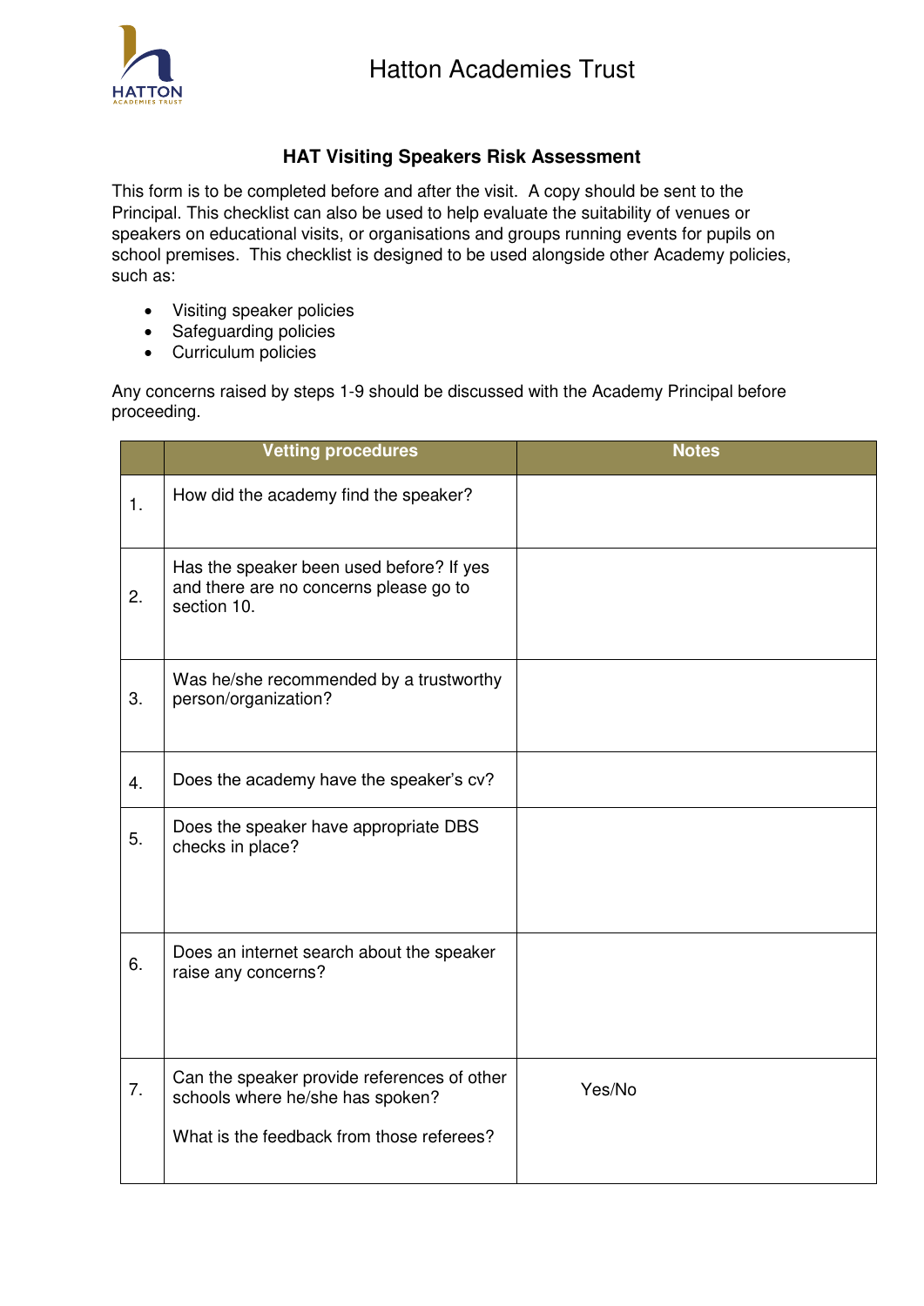# Hatton Academies Trust

## HAT Visiting Speakers Risk Assessment

This form is to be completed before and after the visit. A copy should be sent to the Principal. This checklist can also be used to help evaluate the suitability of venues or speakers on educational visits, or organisations and groups running events for pupils on school premises. This checklist is designed to be used alongside other Academy policies, such as:

- Visiting speaker policies
- Safeguarding policies
- Curriculum policies

Any concerns raised by steps 1-9 should be discussed with the Academy Principal before proceeding.

| | Vetting procedures | Notes |
|---|---|---|
| 1. | How did the academy find the speaker? | |
| 2. | Has the speaker been used before? If yes and there are no concerns please go to section 10. | |
| 3. | Was he/she recommended by a trustworthy person/organization? | |
| 4. | Does the academy have the speaker's cv? | |
| 5. | Does the speaker have appropriate DBS checks in place? | |
| 6. | Does an internet search about the speaker raise any concerns? | |
| 7. | Can the speaker provide references of other schools where he/she has spoken?<br><br>What is the feedback from those referees? | Yes/No |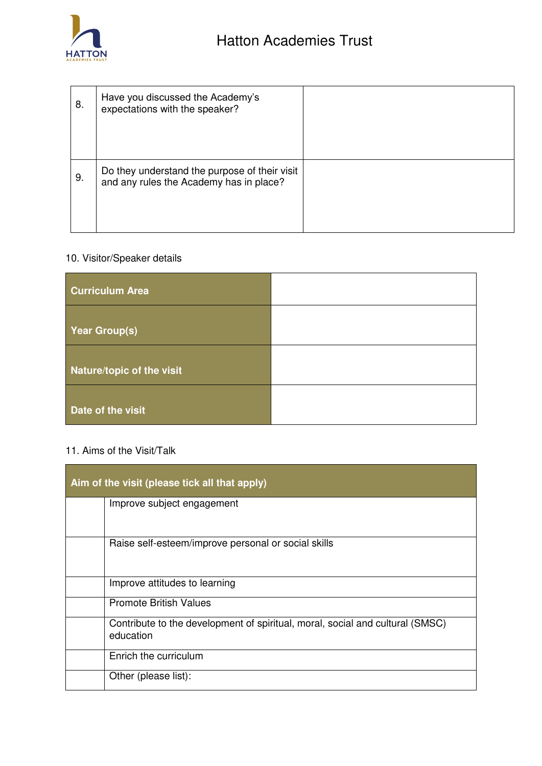| | | |
|---|---|---|
| 8. | Have you discussed the Academy's expectations with the speaker? | |
| 9. | Do they understand the purpose of their visit and any rules the Academy has in place? | |

10. Visitor/Speaker details

| | |
|---|---|
| **Curriculum Area** | |
| **Year Group(s)** | |
| **Nature/topic of the visit** | |
| **Date of the visit** | |

11. Aims of the Visit/Talk

| **Aim of the visit (please tick all that apply)** | |
|---|---|
| | Improve subject engagement |
| | Raise self-esteem/improve personal or social skills |
| | Improve attitudes to learning |
| | Promote British Values |
| | Contribute to the development of spiritual, moral, social and cultural (SMSC) education |
| | Enrich the curriculum |
| | Other (please list): |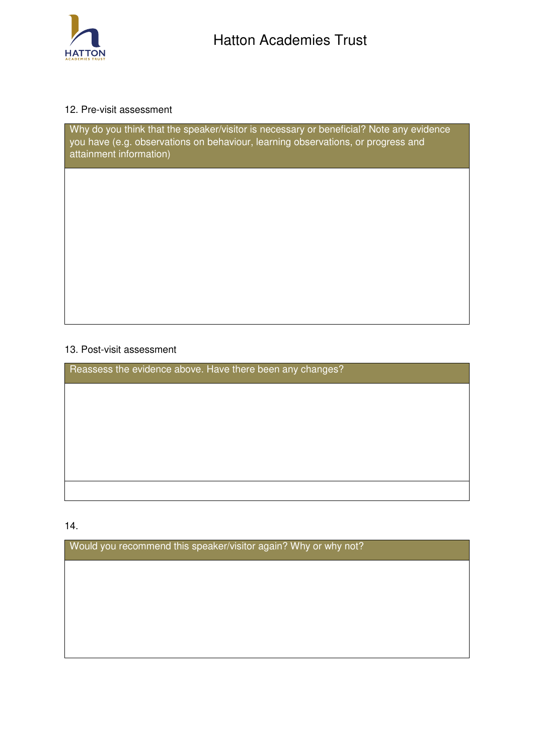12. Pre-visit assessment

| Why do you think that the speaker/visitor is necessary or beneficial? Note any evidence you have (e.g. observations on behaviour, learning observations, or progress and attainment information) |
|---|
| |

13. Post-visit assessment

| Reassess the evidence above. Have there been any changes? |
|---|
| |
| |

14.

| Would you recommend this speaker/visitor again? Why or why not? |
|---|
| |